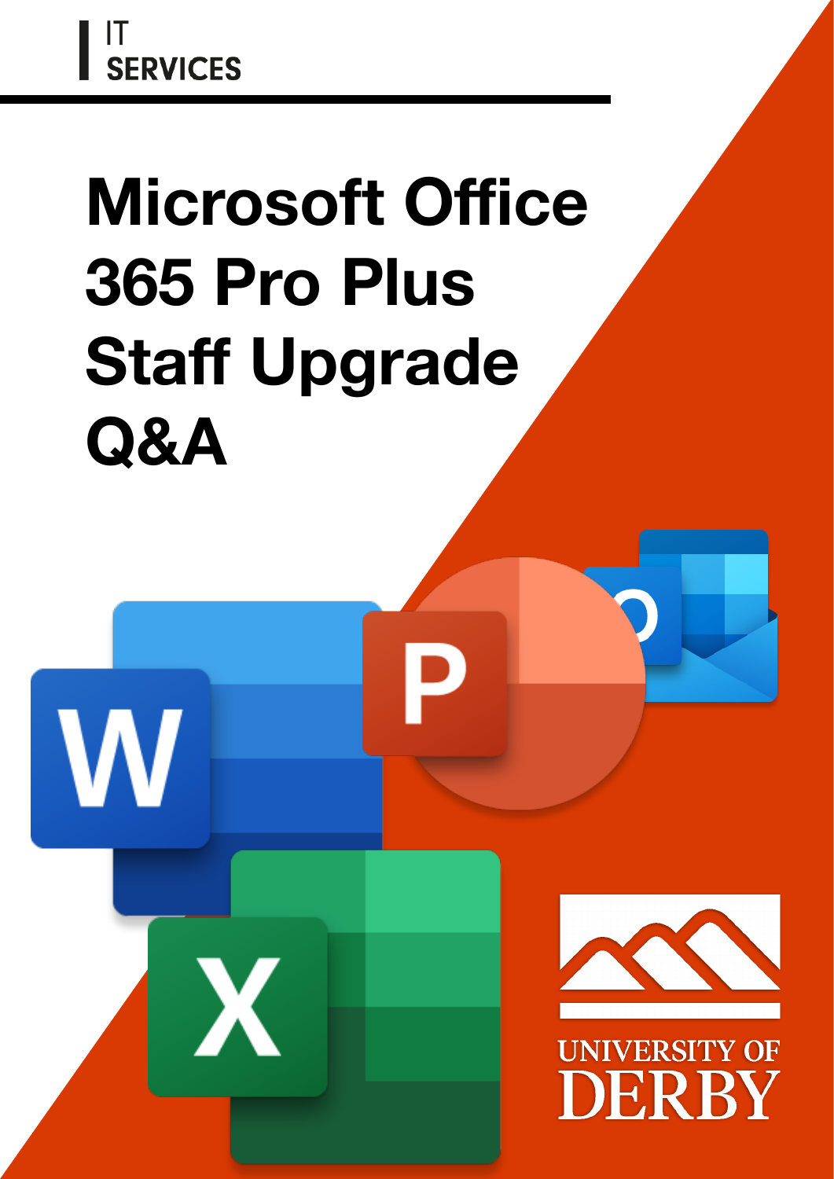IT SERVICES

# Microsoft Office 365 Pro Plus Staff Upgrade Q&A

UNIVERSITY OF DERBY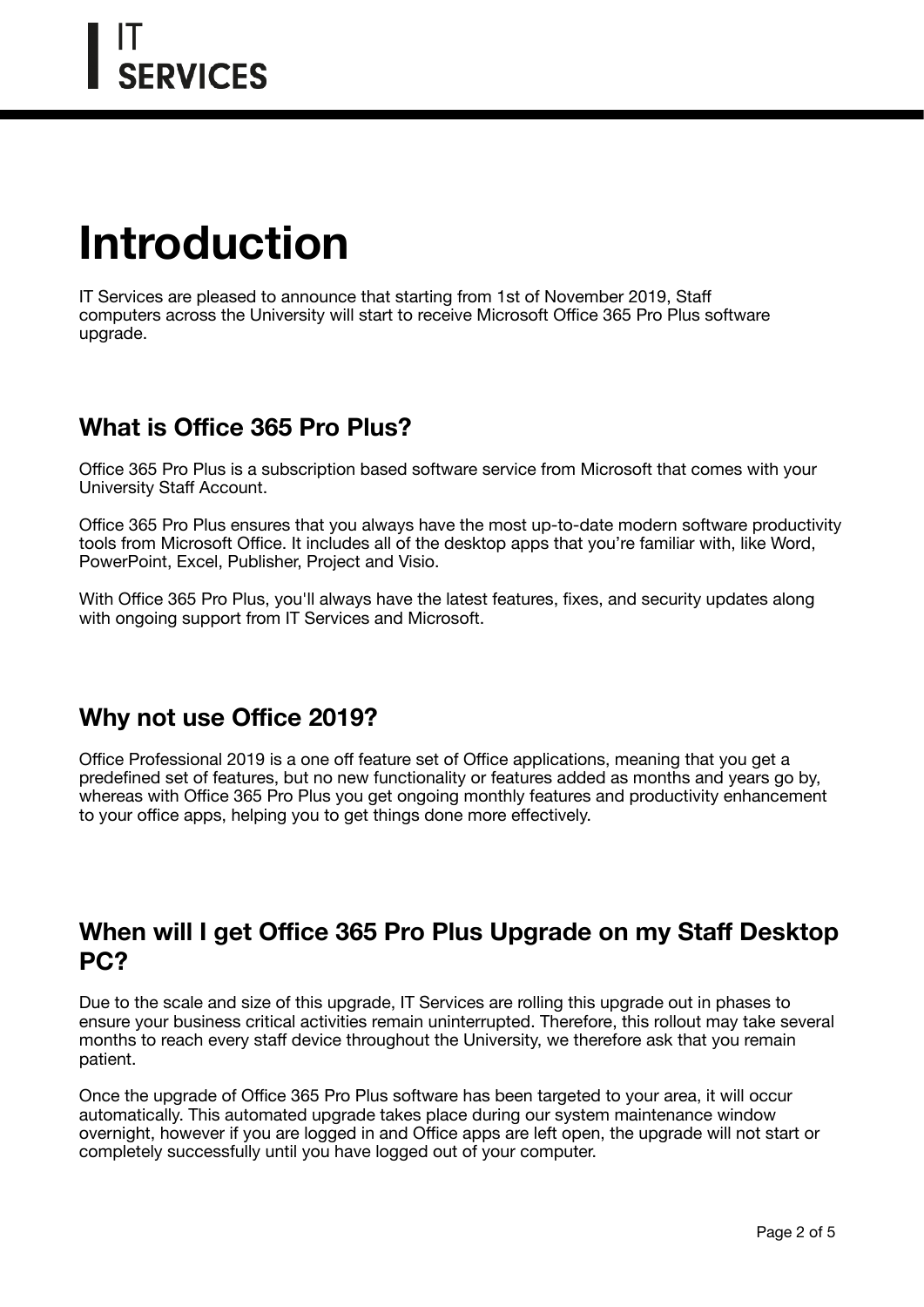# Introduction

IT Services are pleased to announce that starting from 1st of November 2019, Staff computers across the University will start to receive Microsoft Office 365 Pro Plus software upgrade.

## What is Office 365 Pro Plus?

Office 365 Pro Plus is a subscription based software service from Microsoft that comes with your University Staff Account.

Office 365 Pro Plus ensures that you always have the most up-to-date modern software productivity tools from Microsoft Office. It includes all of the desktop apps that you're familiar with, like Word, PowerPoint, Excel, Publisher, Project and Visio.

With Office 365 Pro Plus, you'll always have the latest features, fixes, and security updates along with ongoing support from IT Services and Microsoft.

## Why not use Office 2019?

Office Professional 2019 is a one off feature set of Office applications, meaning that you get a predefined set of features, but no new functionality or features added as months and years go by, whereas with Office 365 Pro Plus you get ongoing monthly features and productivity enhancement to your office apps, helping you to get things done more effectively.

## When will I get Office 365 Pro Plus Upgrade on my Staff Desktop PC?

Due to the scale and size of this upgrade, IT Services are rolling this upgrade out in phases to ensure your business critical activities remain uninterrupted. Therefore, this rollout may take several months to reach every staff device throughout the University, we therefore ask that you remain patient.

Once the upgrade of Office 365 Pro Plus software has been targeted to your area, it will occur automatically. This automated upgrade takes place during our system maintenance window overnight, however if you are logged in and Office apps are left open, the upgrade will not start or completely successfully until you have logged out of your computer.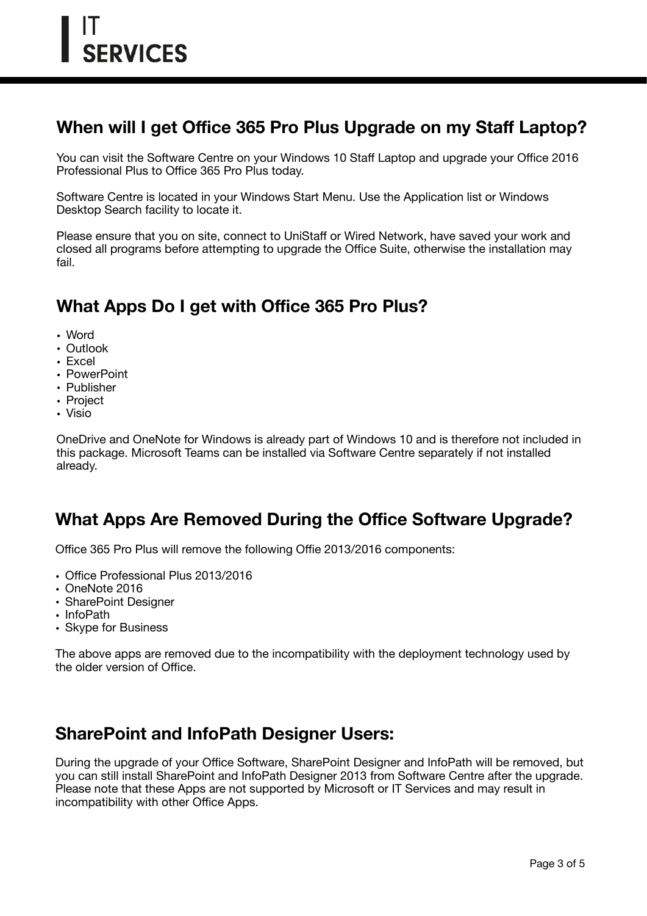## When will I get Office 365 Pro Plus Upgrade on my Staff Laptop?

You can visit the Software Centre on your Windows 10 Staff Laptop and upgrade your Office 2016 Professional Plus to Office 365 Pro Plus today.

Software Centre is located in your Windows Start Menu. Use the Application list or Windows Desktop Search facility to locate it.

Please ensure that you on site, connect to UniStaff or Wired Network, have saved your work and closed all programs before attempting to upgrade the Office Suite, otherwise the installation may fail.

## What Apps Do I get with Office 365 Pro Plus?

- Word
- Outlook
- Excel
- PowerPoint
- Publisher
- Project
- Visio

OneDrive and OneNote for Windows is already part of Windows 10 and is therefore not included in this package. Microsoft Teams can be installed via Software Centre separately if not installed already.

## What Apps Are Removed During the Office Software Upgrade?

Office 365 Pro Plus will remove the following Offie 2013/2016 components:

- Office Professional Plus 2013/2016
- OneNote 2016
- SharePoint Designer
- InfoPath
- Skype for Business

The above apps are removed due to the incompatibility with the deployment technology used by the older version of Office.

## SharePoint and InfoPath Designer Users:

During the upgrade of your Office Software, SharePoint Designer and InfoPath will be removed, but you can still install SharePoint and InfoPath Designer 2013 from Software Centre after the upgrade. Please note that these Apps are not supported by Microsoft or IT Services and may result in incompatibility with other Office Apps.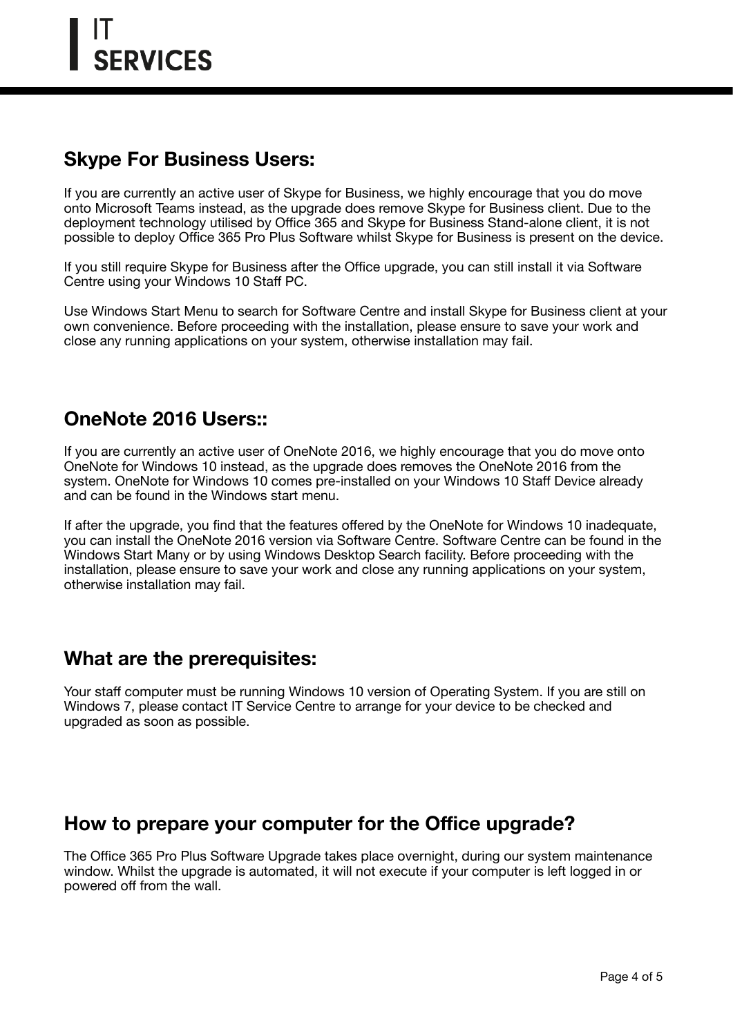## Skype For Business Users:

If you are currently an active user of Skype for Business, we highly encourage that you do move onto Microsoft Teams instead, as the upgrade does remove Skype for Business client. Due to the deployment technology utilised by Office 365 and Skype for Business Stand-alone client, it is not possible to deploy Office 365 Pro Plus Software whilst Skype for Business is present on the device.

If you still require Skype for Business after the Office upgrade, you can still install it via Software Centre using your Windows 10 Staff PC.

Use Windows Start Menu to search for Software Centre and install Skype for Business client at your own convenience. Before proceeding with the installation, please ensure to save your work and close any running applications on your system, otherwise installation may fail.

## OneNote 2016 Users::

If you are currently an active user of OneNote 2016, we highly encourage that you do move onto OneNote for Windows 10 instead, as the upgrade does removes the OneNote 2016 from the system. OneNote for Windows 10 comes pre-installed on your Windows 10 Staff Device already and can be found in the Windows start menu.

If after the upgrade, you find that the features offered by the OneNote for Windows 10 inadequate, you can install the OneNote 2016 version via Software Centre. Software Centre can be found in the Windows Start Many or by using Windows Desktop Search facility. Before proceeding with the installation, please ensure to save your work and close any running applications on your system, otherwise installation may fail.

## What are the prerequisites:

Your staff computer must be running Windows 10 version of Operating System. If you are still on Windows 7, please contact IT Service Centre to arrange for your device to be checked and upgraded as soon as possible.

## How to prepare your computer for the Office upgrade?

The Office 365 Pro Plus Software Upgrade takes place overnight, during our system maintenance window. Whilst the upgrade is automated, it will not execute if your computer is left logged in or powered off from the wall.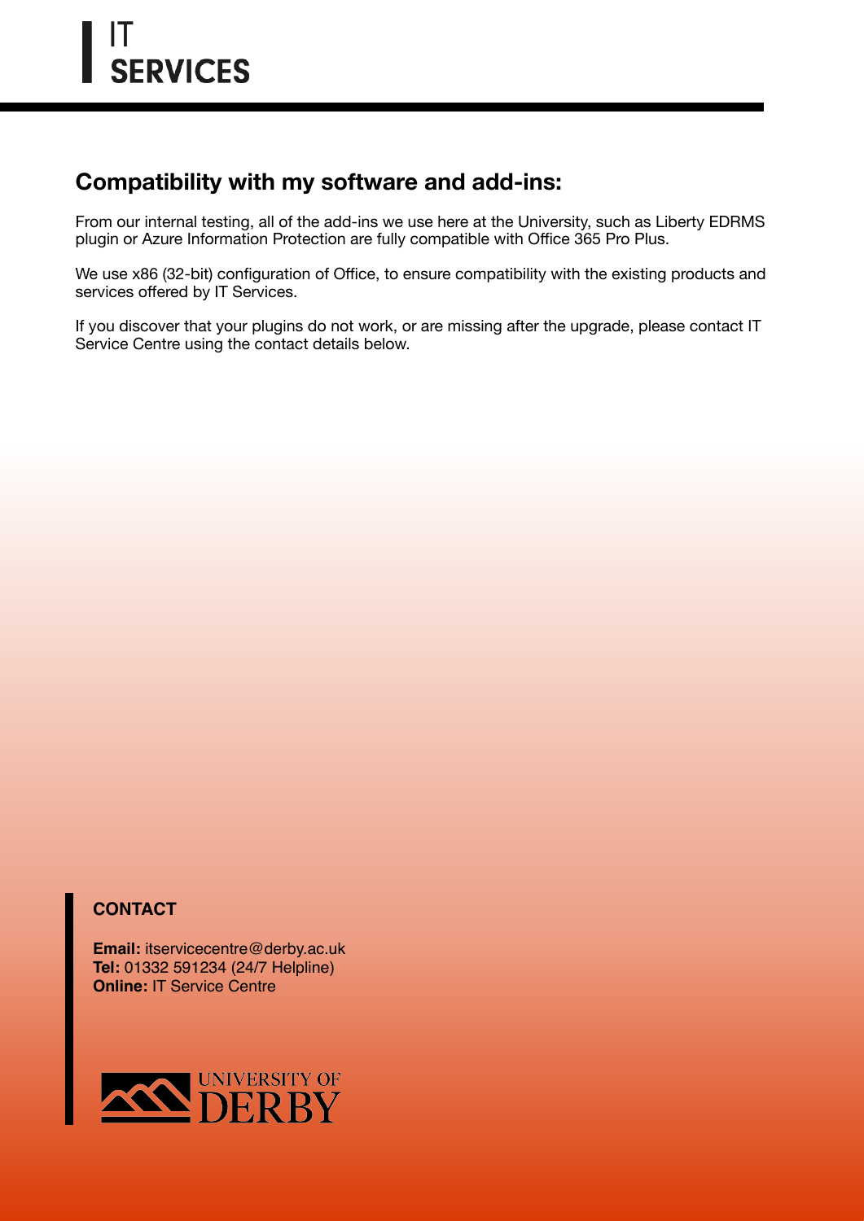## Compatibility with my software and add-ins:

From our internal testing, all of the add-ins we use here at the University, such as Liberty EDRMS plugin or Azure Information Protection are fully compatible with Office 365 Pro Plus.

We use x86 (32-bit) configuration of Office, to ensure compatibility with the existing products and services offered by IT Services.

If you discover that your plugins do not work, or are missing after the upgrade, please contact IT Service Centre using the contact details below.

**CONTACT**

**Email:** itservicecentre@derby.ac.uk
**Tel:** 01332 591234 (24/7 Helpline)
**Online:** IT Service Centre